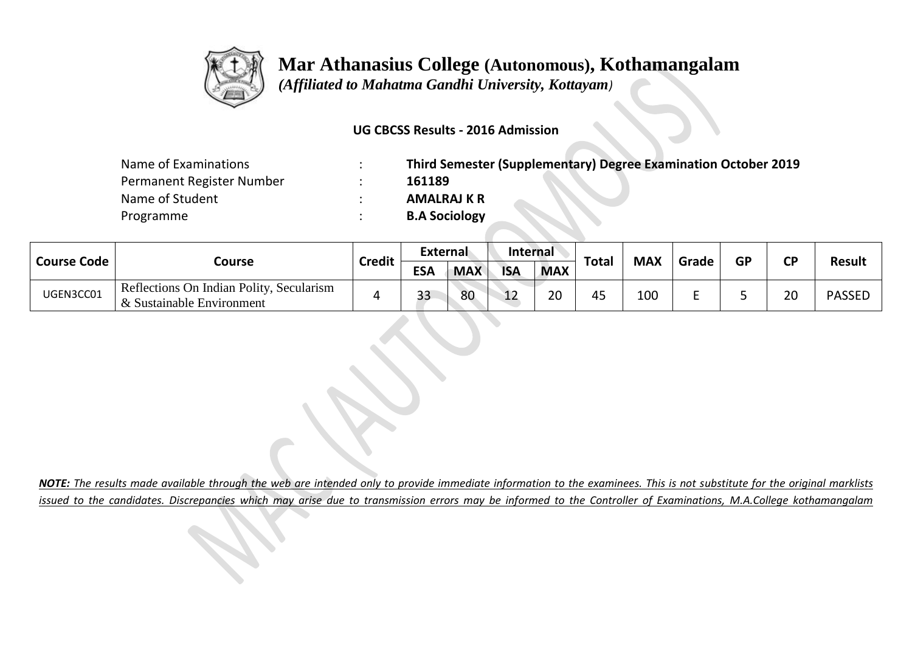# Mar Athanasius College (Autonomous), Kothamangalam

*(Affiliated to Mahatma Gandhi University, Kottayam)*

**UG CBCSS Results - 2016 Admission**

| | | |
|---|---|---|
| Name of Examinations | : | **Third Semester (Supplementary) Degree Examination October 2019** |
| Permanent Register Number | : | **161189** |
| Name of Student | : | **AMALRAJ K R** |
| Programme | : | **B.A Sociology** |

| Course Code | Course | Credit | External | | Internal | | Total | MAX | Grade | GP | CP | Result |
|---|---|---|---|---|---|---|---|---|---|---|---|---|
| | | | ESA | MAX | ISA | MAX | | | | | | |
| UGEN3CC01 | Reflections On Indian Polity, Secularism & Sustainable Environment | 4 | 33 | 80 | 12 | 20 | 45 | 100 | E | 5 | 20 | PASSED |

***NOTE:*** *The results made available through the web are intended only to provide immediate information to the examinees. This is not substitute for the original marklists issued to the candidates. Discrepancies which may arise due to transmission errors may be informed to the Controller of Examinations, M.A.College kothamangalam*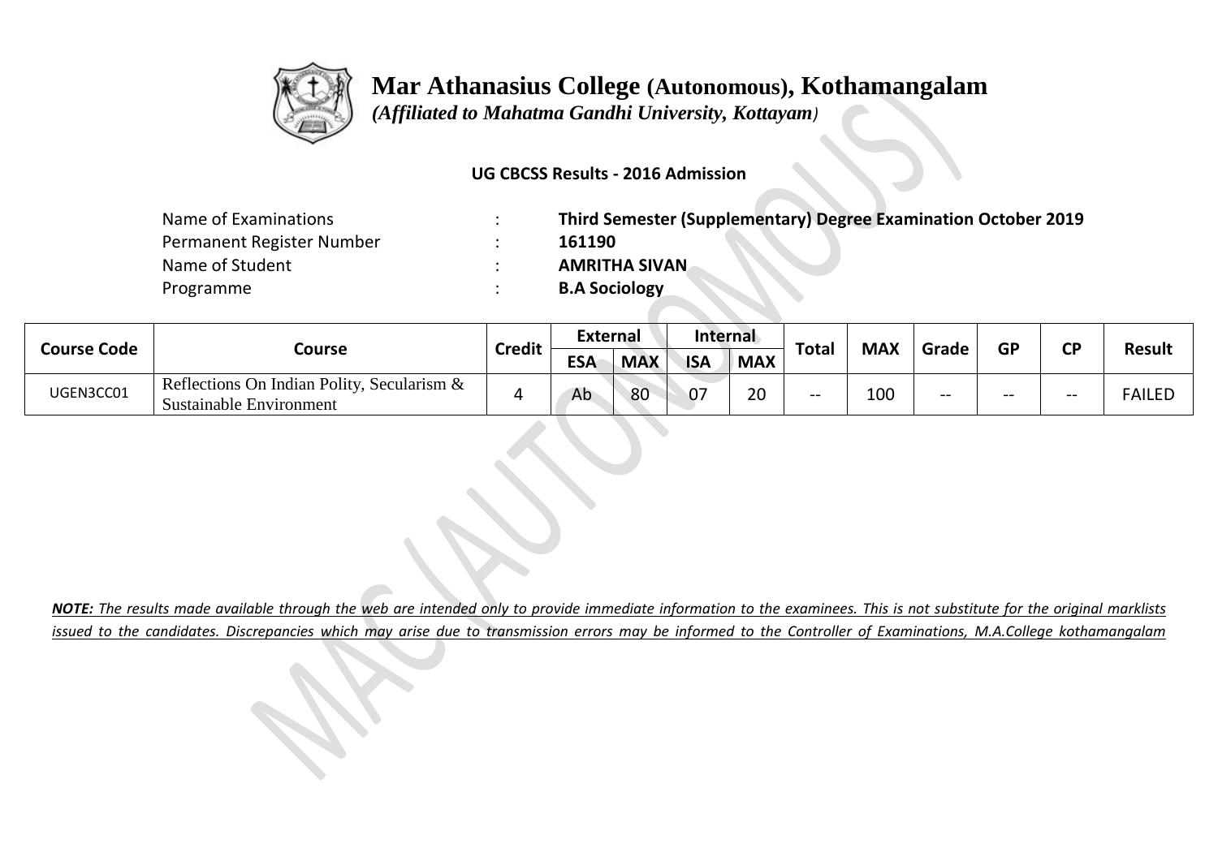# Mar Athanasius College (Autonomous), Kothamangalam

*(Affiliated to Mahatma Gandhi University, Kottayam)*

**UG CBCSS Results - 2016 Admission**

| | | |
|---|---|---|
| Name of Examinations | : | **Third Semester (Supplementary) Degree Examination October 2019** |
| Permanent Register Number | : | **161190** |
| Name of Student | : | **AMRITHA SIVAN** |
| Programme | : | **B.A Sociology** |

| Course Code | Course | Credit | External | | Internal | | Total | MAX | Grade | GP | CP | Result |
|---|---|---|---|---|---|---|---|---|---|---|---|---|
| | | | ESA | MAX | ISA | MAX | | | | | | |
| UGEN3CC01 | Reflections On Indian Polity, Secularism & Sustainable Environment | 4 | Ab | 80 | 07 | 20 | -- | 100 | -- | -- | -- | FAILED |

***NOTE:** The results made available through the web are intended only to provide immediate information to the examinees. This is not substitute for the original marklists issued to the candidates. Discrepancies which may arise due to transmission errors may be informed to the Controller of Examinations, M.A.College kothamangalam*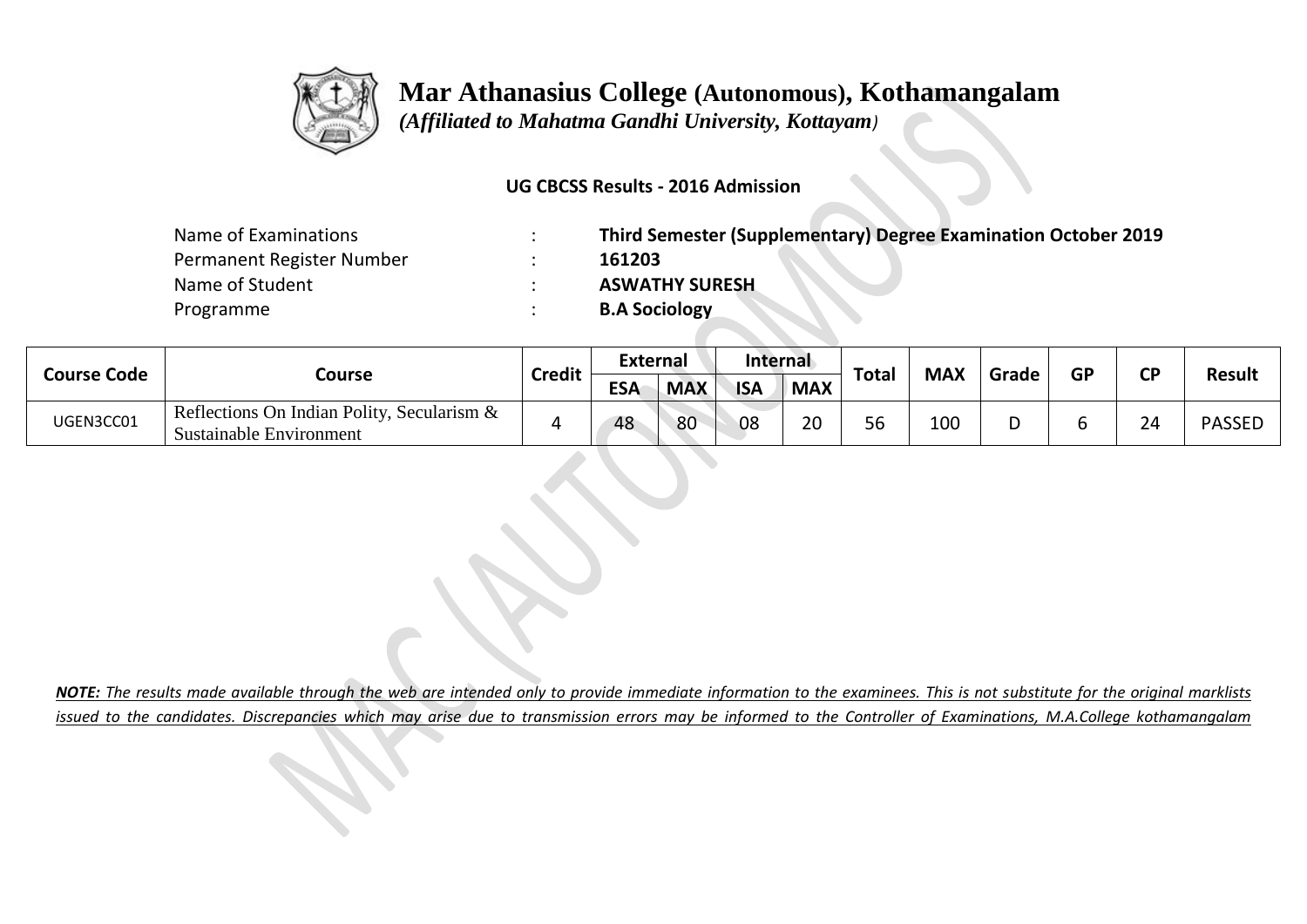# Mar Athanasius College (Autonomous), Kothamangalam

*(Affiliated to Mahatma Gandhi University, Kottayam)*

**UG CBCSS Results - 2016 Admission**

| | | |
|---|---|---|
| Name of Examinations | : | **Third Semester (Supplementary) Degree Examination October 2019** |
| Permanent Register Number | : | **161203** |
| Name of Student | : | **ASWATHY SURESH** |
| Programme | : | **B.A Sociology** |

| Course Code | Course | Credit | External | | Internal | | Total | MAX | Grade | GP | CP | Result |
|---|---|---|---|---|---|---|---|---|---|---|---|---|
| | | | ESA | MAX | ISA | MAX | | | | | | |
| UGEN3CC01 | Reflections On Indian Polity, Secularism & Sustainable Environment | 4 | 48 | 80 | 08 | 20 | 56 | 100 | D | 6 | 24 | PASSED |

***NOTE:*** *The results made available through the web are intended only to provide immediate information to the examinees. This is not substitute for the original marklists issued to the candidates. Discrepancies which may arise due to transmission errors may be informed to the Controller of Examinations, M.A.College kothamangalam*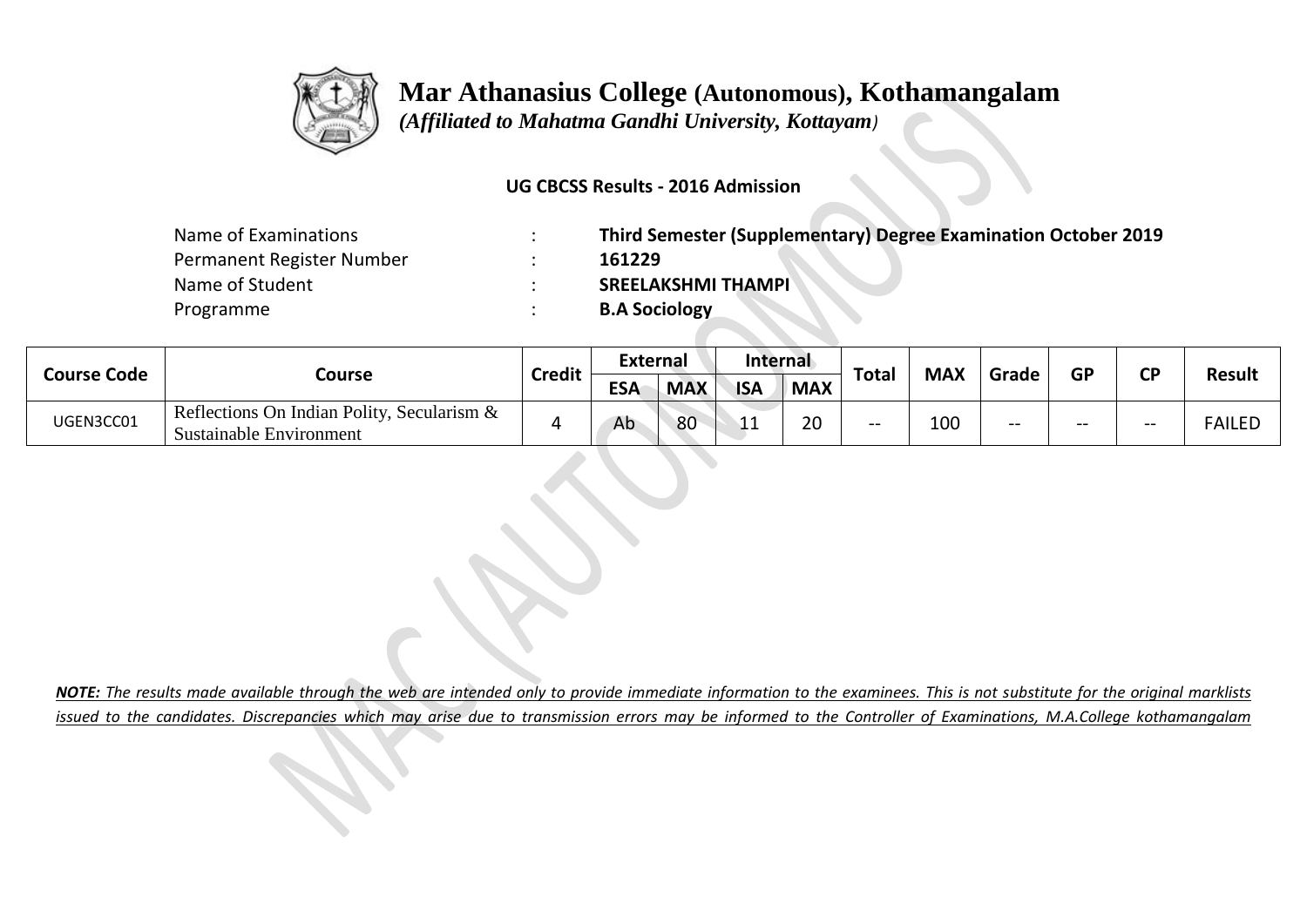# Mar Athanasius College (Autonomous), Kothamangalam

*(Affiliated to Mahatma Gandhi University, Kottayam)*

**UG CBCSS Results - 2016 Admission**

| | | |
|---|---|---|
| Name of Examinations | : | **Third Semester (Supplementary) Degree Examination October 2019** |
| Permanent Register Number | : | **161229** |
| Name of Student | : | **SREELAKSHMI THAMPI** |
| Programme | : | **B.A Sociology** |

| Course Code | Course | Credit | External | | Internal | | Total | MAX | Grade | GP | CP | Result |
|---|---|---|---|---|---|---|---|---|---|---|---|---|
| | | | ESA | MAX | ISA | MAX | | | | | | |
| UGEN3CC01 | Reflections On Indian Polity, Secularism & Sustainable Environment | 4 | Ab | 80 | 11 | 20 | -- | 100 | -- | -- | -- | FAILED |

***NOTE:*** *The results made available through the web are intended only to provide immediate information to the examinees. This is not substitute for the original marklists issued to the candidates. Discrepancies which may arise due to transmission errors may be informed to the Controller of Examinations, M.A.College kothamangalam*